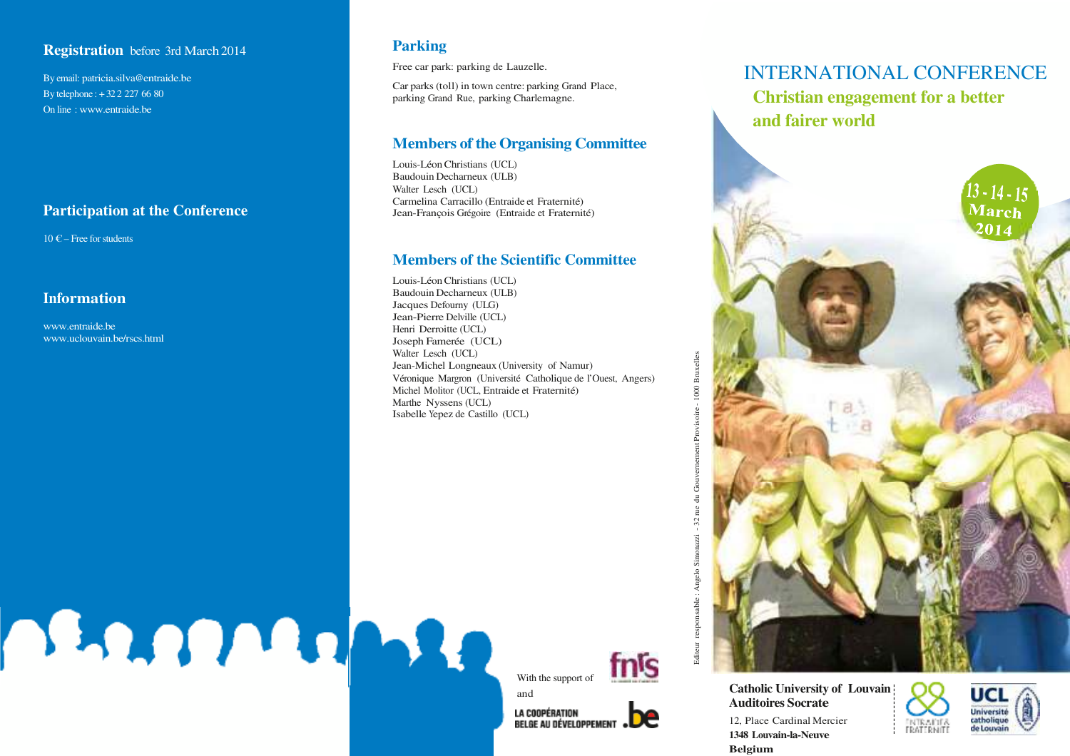## Registration before 3rd March 2014

By email: patricia.silva@entraide.be
By telephone : + 32 2 227 66 80
On line : www.entraide.be

## Participation at the Conference

10 € – Free for students

## Information

www.entraide.be
www.uclouvain.be/rscs.html

## Parking

Free car park: parking de Lauzelle.

Car parks (toll) in town centre: parking Grand Place, parking Grand Rue, parking Charlemagne.

## Members of the Organising Committee

Louis-Léon Christians (UCL)
Baudouin Decharneux (ULB)
Walter Lesch (UCL)
Carmelina Carracillo (Entraide et Fraternité)
Jean-François Grégoire (Entraide et Fraternité)

## Members of the Scientific Committee

Louis-Léon Christians (UCL)
Baudouin Decharneux (ULB)
Jacques Defourny (ULG)
Jean-Pierre Delville (UCL)
Henri Derroitte (UCL)
Joseph Famerée (UCL)
Walter Lesch (UCL)
Jean-Michel Longneaux (University of Namur)
Véronique Margron (Université Catholique de l'Ouest, Angers)
Michel Molitor (UCL, Entraide et Fraternité)
Marthe Nyssens (UCL)
Isabelle Yepez de Castillo (UCL)

With the support of fnrs
and LA COOPÉRATION BELGE AU DÉVELOPPEMENT .be

Editeur responsable : Angelo Simonazzi - 32 rue du Gouvernement Provisoire - 1000 Bruxelles

# INTERNATIONAL CONFERENCE

## Christian engagement for a better and fairer world

**13 - 14 - 15 March 2014**

**Catholic University of Louvain**
**Auditoires Socrate**
12, Place Cardinal Mercier
**1348 Louvain-la-Neuve**
**Belgium**

Entraide & Fraternité
UCL Université catholique de Louvain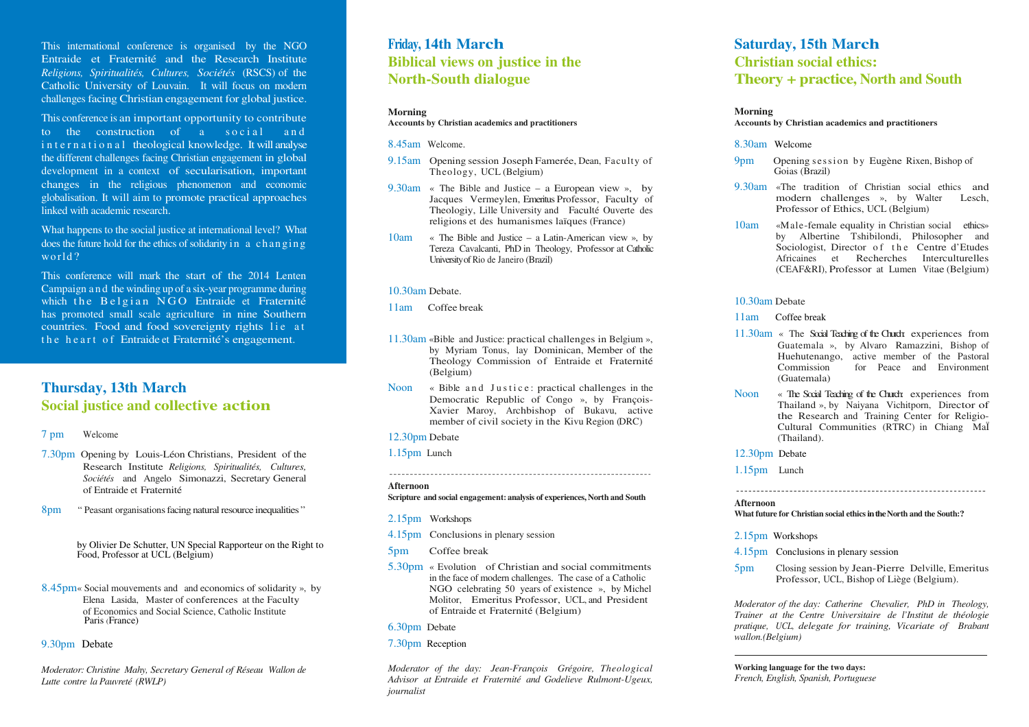This international conference is organised by the NGO Entraide et Fraternité and the Research Institute *Religions, Spiritualités, Cultures, Sociétés* (RSCS) of the Catholic University of Louvain. It will focus on modern challenges facing Christian engagement for global justice.

This conference is an important opportunity to contribute to the construction of a social and international theological knowledge. It will analyse the different challenges facing Christian engagement in global development in a context of secularisation, important changes in the religious phenomenon and economic globalisation. It will aim to promote practical approaches linked with academic research.

What happens to the social justice at international level? What does the future hold for the ethics of solidarity in a changing world?

This conference will mark the start of the 2014 Lenten Campaign and the winding up of a six-year programme during which the Belgian NGO Entraide et Fraternité has promoted small scale agriculture in nine Southern countries. Food and food sovereignty rights lie at the heart of Entraide et Fraternité's engagement.

## Thursday, 13th March
### Social justice and collective action

7 pm Welcome

7.30pm Opening by Louis-Léon Christians, President of the Research Institute *Religions, Spiritualités, Cultures, Sociétés* and Angelo Simonazzi, Secretary General of Entraide et Fraternité

8pm " Peasant organisations facing natural resource inequalities "

by Olivier De Schutter, UN Special Rapporteur on the Right to Food, Professor at UCL (Belgium)

8.45pm « Social mouvements and and economics of solidarity », by Elena Lasida, Master of conferences at the Faculty of Economics and Social Science, Catholic Institute Paris (France)

9.30pm Debate

*Moderator: Christine Mahy, Secretary General of Réseau Wallon de Lutte contre la Pauvreté (RWLP)*

## Friday, 14th March
### Biblical views on justice in the North-South dialogue

**Morning**
**Accounts by Christian academics and practitioners**

8.45am Welcome.

9.15am Opening session Joseph Famerée, Dean, Faculty of Theology, UCL (Belgium)

9.30am « The Bible and Justice – a European view », by Jacques Vermeylen, Emeritus Professor, Faculty of Theologiy, Lille University and Faculté Ouverte des religions et des humanismes laïques (France)

10am « The Bible and Justice – a Latin-American view », by Tereza Cavalcanti, PhD in Theology, Professor at Catholic University of Rio de Janeiro (Brazil)

10.30am Debate.

11am Coffee break

11.30am «Bible and Justice: practical challenges in Belgium », by Myriam Tonus, lay Dominican, Member of the Theology Commission of Entraide et Fraternité (Belgium)

Noon « Bible and Justice: practical challenges in the Democratic Republic of Congo », by François-Xavier Maroy, Archbishop of Bukavu, active member of civil society in the Kivu Region (DRC)

12.30pm Debate

1.15pm Lunch

**Afternoon**
**Scripture and social engagement: analysis of experiences, North and South**

2.15pm Workshops

4.15pm Conclusions in plenary session

5pm Coffee break

5.30pm « Evolution of Christian and social commitments in the face of modern challenges. The case of a Catholic NGO celebrating 50 years of existence », by Michel Molitor, Emeritus Professor, UCL, and President of Entraide et Fraternité (Belgium)

6.30pm Debate

7.30pm Reception

*Moderator of the day: Jean-François Grégoire, Theological Advisor at Entraide et Fraternité and Godelieve Rulmont-Ugeux, journalist*

## Saturday, 15th March
### Christian social ethics: Theory + practice, North and South

**Morning**
**Accounts by Christian academics and practitioners**

8.30am Welcome

9pm Opening session by Eugène Rixen, Bishop of Goias (Brazil)

9.30am «The tradition of Christian social ethics and modern challenges », by Walter Lesch, Professor of Ethics, UCL (Belgium)

10am «Male-female equality in Christian social ethics» by Albertine Tshibilondi, Philosopher and Sociologist, Director of the Centre d'Etudes Africaines et Recherches Interculturelles (CEAF&RI), Professor at Lumen Vitae (Belgium)

10.30am Debate

11am Coffee break

11.30am « The Social Teaching of the Church: experiences from Guatemala », by Alvaro Ramazzini, Bishop of Huehutenango, active member of the Pastoral Commission for Peace and Environment (Guatemala)

Noon « The Social Teaching of the Church: experiences from Thailand », by Naiyana Vichitporn, Director of the Research and Training Center for Religio-Cultural Communities (RTRC) in Chiang Maï (Thailand).

12.30pm Debate

1.15pm Lunch

**Afternoon**
**What future for Christian social ethics in the North and the South:?**

2.15pm Workshops

4.15pm Conclusions in plenary session

5pm Closing session by Jean-Pierre Delville, Emeritus Professor, UCL, Bishop of Liège (Belgium).

*Moderator of the day: Catherine Chevalier, PhD in Theology, Trainer at the Centre Universitaire de l'Institut de théologie pratique, UCL, delegate for training, Vicariate of Brabant wallon.(Belgium)*

**Working language for the two days:**
*French, English, Spanish, Portuguese*